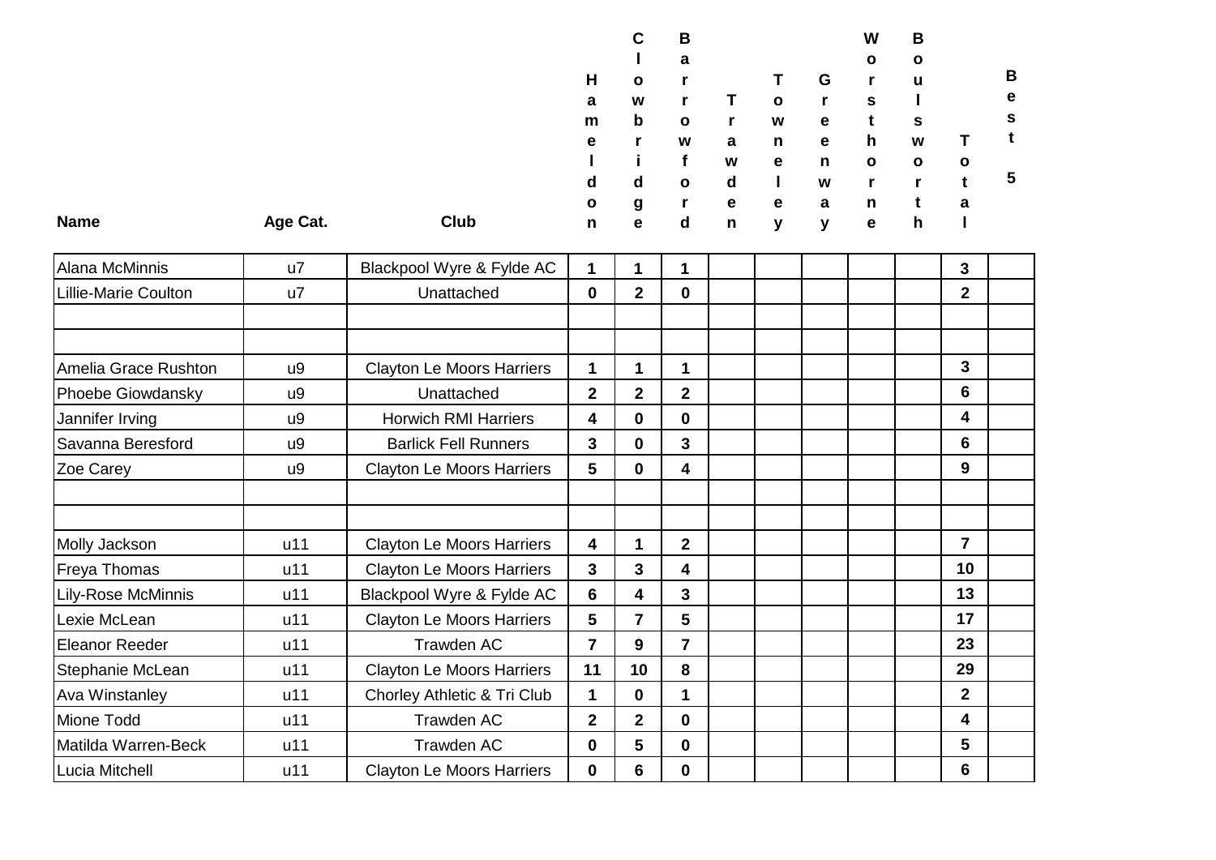| Name | Age Cat. | Club | Hameldon | Clowbridge | Barrowford | Trawden | Towneley | Greenway | Worsthorne | Boulsworth | Total | Best 5 |
|---|---|---|---|---|---|---|---|---|---|---|---|---|
| Alana McMinnis | u7 | Blackpool Wyre & Fylde AC | 1 | 1 | 1 | | | | | | 3 | |
| Lillie-Marie Coulton | u7 | Unattached | 0 | 2 | 0 | | | | | | 2 | |
| | | | | | | | | | | | | |
| | | | | | | | | | | | | |
| Amelia Grace Rushton | u9 | Clayton Le Moors Harriers | 1 | 1 | 1 | | | | | | 3 | |
| Phoebe Giowdansky | u9 | Unattached | 2 | 2 | 2 | | | | | | 6 | |
| Jannifer Irving | u9 | Horwich RMI Harriers | 4 | 0 | 0 | | | | | | 4 | |
| Savanna Beresford | u9 | Barlick Fell Runners | 3 | 0 | 3 | | | | | | 6 | |
| Zoe Carey | u9 | Clayton Le Moors Harriers | 5 | 0 | 4 | | | | | | 9 | |
| | | | | | | | | | | | | |
| | | | | | | | | | | | | |
| Molly Jackson | u11 | Clayton Le Moors Harriers | 4 | 1 | 2 | | | | | | 7 | |
| Freya Thomas | u11 | Clayton Le Moors Harriers | 3 | 3 | 4 | | | | | | 10 | |
| Lily-Rose McMinnis | u11 | Blackpool Wyre & Fylde AC | 6 | 4 | 3 | | | | | | 13 | |
| Lexie McLean | u11 | Clayton Le Moors Harriers | 5 | 7 | 5 | | | | | | 17 | |
| Eleanor Reeder | u11 | Trawden AC | 7 | 9 | 7 | | | | | | 23 | |
| Stephanie McLean | u11 | Clayton Le Moors Harriers | 11 | 10 | 8 | | | | | | 29 | |
| Ava Winstanley | u11 | Chorley Athletic & Tri Club | 1 | 0 | 1 | | | | | | 2 | |
| Mione Todd | u11 | Trawden AC | 2 | 2 | 0 | | | | | | 4 | |
| Matilda Warren-Beck | u11 | Trawden AC | 0 | 5 | 0 | | | | | | 5 | |
| Lucia Mitchell | u11 | Clayton Le Moors Harriers | 0 | 6 | 0 | | | | | | 6 | |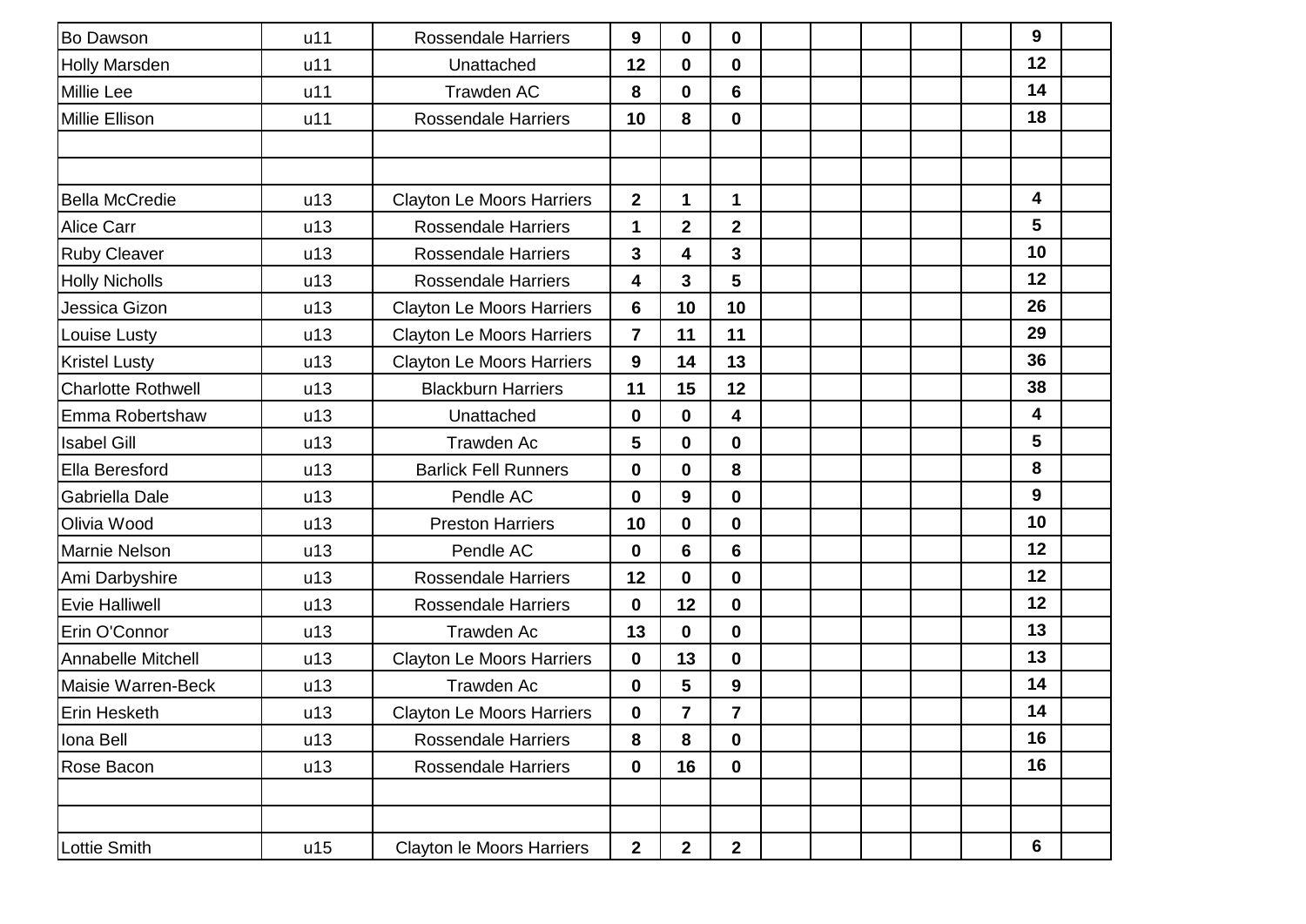| | | | | | | | | | | | | |
|---|---|---|---|---|---|---|---|---|---|---|---|---|
| Bo Dawson | u11 | Rossendale Harriers | **9** | **0** | **0** | | | | | | **9** | |
| Holly Marsden | u11 | Unattached | **12** | **0** | **0** | | | | | | **12** | |
| Millie Lee | u11 | Trawden AC | **8** | **0** | **6** | | | | | | **14** | |
| Millie Ellison | u11 | Rossendale Harriers | **10** | **8** | **0** | | | | | | **18** | |
| | | | | | | | | | | | | |
| | | | | | | | | | | | | |
| Bella McCredie | u13 | Clayton Le Moors Harriers | **2** | **1** | **1** | | | | | | **4** | |
| Alice Carr | u13 | Rossendale Harriers | **1** | **2** | **2** | | | | | | **5** | |
| Ruby Cleaver | u13 | Rossendale Harriers | **3** | **4** | **3** | | | | | | **10** | |
| Holly Nicholls | u13 | Rossendale Harriers | **4** | **3** | **5** | | | | | | **12** | |
| Jessica Gizon | u13 | Clayton Le Moors Harriers | **6** | **10** | **10** | | | | | | **26** | |
| Louise Lusty | u13 | Clayton Le Moors Harriers | **7** | **11** | **11** | | | | | | **29** | |
| Kristel Lusty | u13 | Clayton Le Moors Harriers | **9** | **14** | **13** | | | | | | **36** | |
| Charlotte Rothwell | u13 | Blackburn Harriers | **11** | **15** | **12** | | | | | | **38** | |
| Emma Robertshaw | u13 | Unattached | **0** | **0** | **4** | | | | | | **4** | |
| Isabel Gill | u13 | Trawden Ac | **5** | **0** | **0** | | | | | | **5** | |
| Ella Beresford | u13 | Barlick Fell Runners | **0** | **0** | **8** | | | | | | **8** | |
| Gabriella Dale | u13 | Pendle AC | **0** | **9** | **0** | | | | | | **9** | |
| Olivia Wood | u13 | Preston Harriers | **10** | **0** | **0** | | | | | | **10** | |
| Marnie Nelson | u13 | Pendle AC | **0** | **6** | **6** | | | | | | **12** | |
| Ami Darbyshire | u13 | Rossendale Harriers | **12** | **0** | **0** | | | | | | **12** | |
| Evie Halliwell | u13 | Rossendale Harriers | **0** | **12** | **0** | | | | | | **12** | |
| Erin O'Connor | u13 | Trawden Ac | **13** | **0** | **0** | | | | | | **13** | |
| Annabelle Mitchell | u13 | Clayton Le Moors Harriers | **0** | **13** | **0** | | | | | | **13** | |
| Maisie Warren-Beck | u13 | Trawden Ac | **0** | **5** | **9** | | | | | | **14** | |
| Erin Hesketh | u13 | Clayton Le Moors Harriers | **0** | **7** | **7** | | | | | | **14** | |
| Iona Bell | u13 | Rossendale Harriers | **8** | **8** | **0** | | | | | | **16** | |
| Rose Bacon | u13 | Rossendale Harriers | **0** | **16** | **0** | | | | | | **16** | |
| | | | | | | | | | | | | |
| | | | | | | | | | | | | |
| Lottie Smith | u15 | Clayton le Moors Harriers | **2** | **2** | **2** | | | | | | **6** | |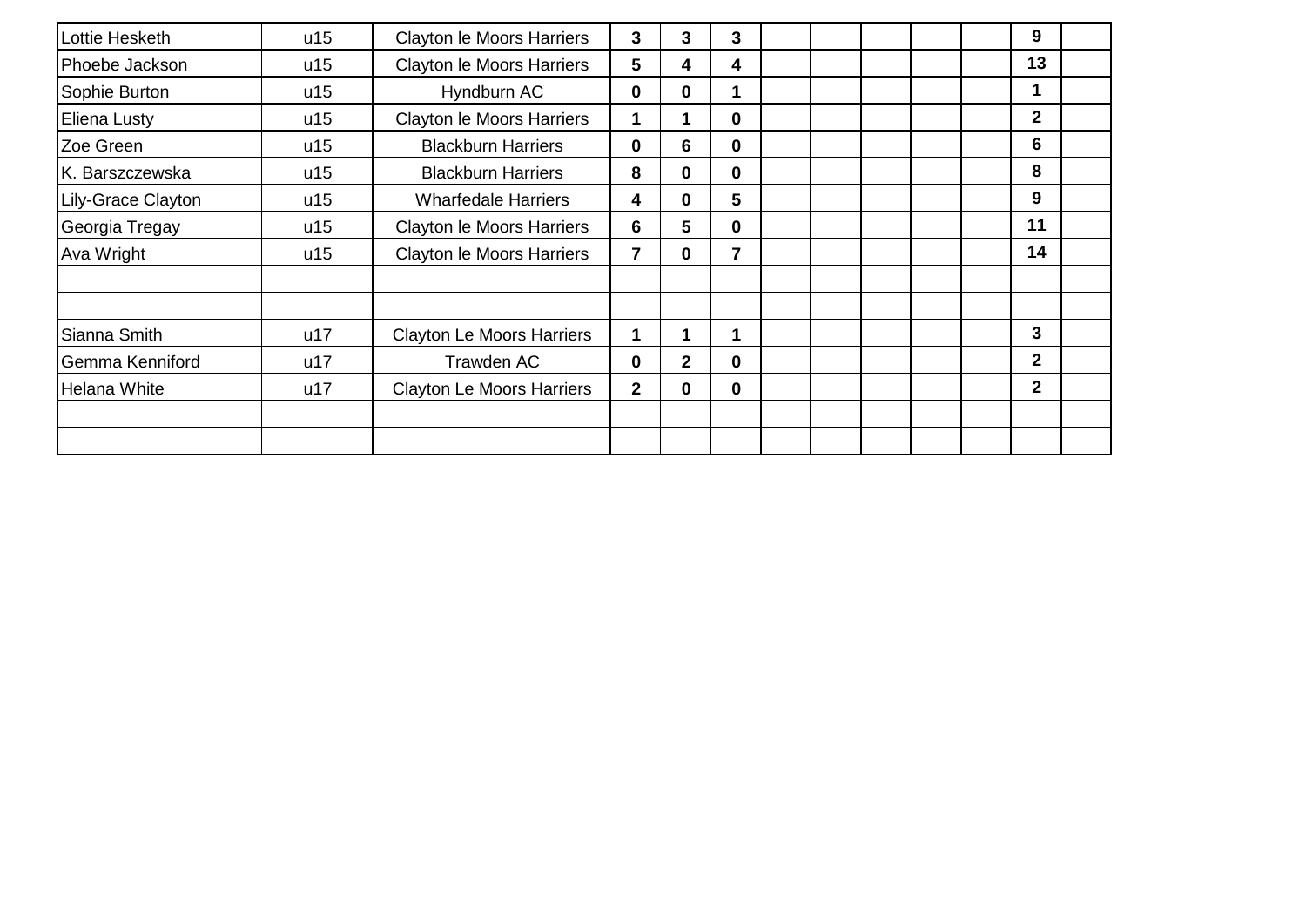| | | | | | | | | | | | | |
|---|---|---|---|---|---|---|---|---|---|---|---|---|
| Lottie Hesketh | u15 | Clayton le Moors Harriers | **3** | **3** | **3** | | | | | | **9** | |
| Phoebe Jackson | u15 | Clayton le Moors Harriers | **5** | **4** | **4** | | | | | | **13** | |
| Sophie Burton | u15 | Hyndburn AC | **0** | **0** | **1** | | | | | | **1** | |
| Eliena Lusty | u15 | Clayton le Moors Harriers | **1** | **1** | **0** | | | | | | **2** | |
| Zoe Green | u15 | Blackburn Harriers | **0** | **6** | **0** | | | | | | **6** | |
| K. Barszczewska | u15 | Blackburn Harriers | **8** | **0** | **0** | | | | | | **8** | |
| Lily-Grace Clayton | u15 | Wharfedale Harriers | **4** | **0** | **5** | | | | | | **9** | |
| Georgia Tregay | u15 | Clayton le Moors Harriers | **6** | **5** | **0** | | | | | | **11** | |
| Ava Wright | u15 | Clayton le Moors Harriers | **7** | **0** | **7** | | | | | | **14** | |
| | | | | | | | | | | | | |
| | | | | | | | | | | | | |
| Sianna Smith | u17 | Clayton Le Moors Harriers | **1** | **1** | **1** | | | | | | **3** | |
| Gemma Kenniford | u17 | Trawden AC | **0** | **2** | **0** | | | | | | **2** | |
| Helana White | u17 | Clayton Le Moors Harriers | **2** | **0** | **0** | | | | | | **2** | |
| | | | | | | | | | | | | |
| | | | | | | | | | | | | |